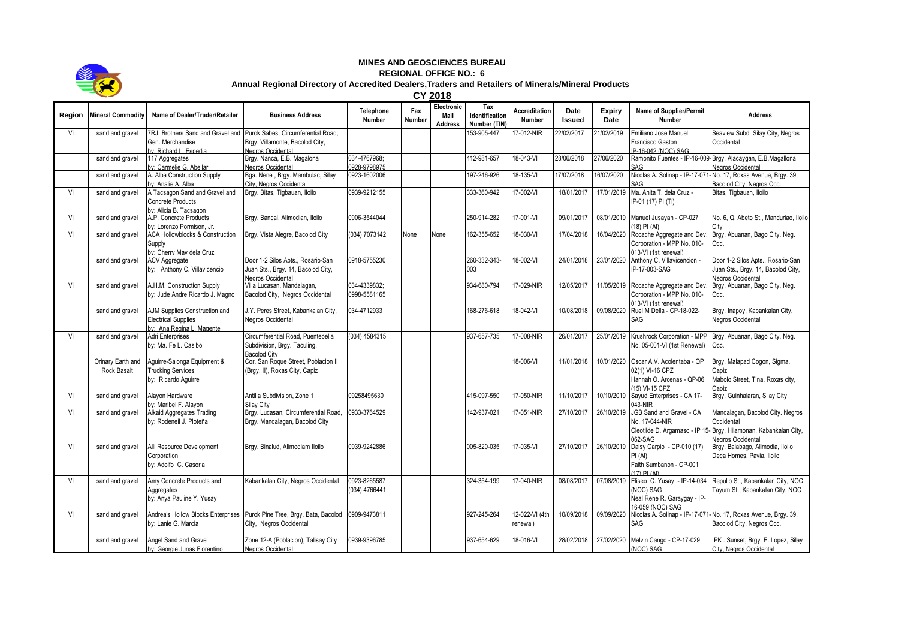# MINES AND GEOSCIENCES BUREAU

## REGIONAL OFFICE NO.: 6

### Annual Regional Directory of Accredited Dealers,Traders and Retailers of Minerals/Mineral Products

### CY 2018

| Region | Mineral Commodity | Name of Dealer/Trader/Retailer | Business Address | Telephone Number | Fax Number | Electronic Mail Address | Tax Identification Number (TIN) | Accreditation Number | Date Issued | Expiry Date | Name of Supplier/Permit Number | Address |
|---|---|---|---|---|---|---|---|---|---|---|---|---|
| VI | sand and gravel | 7RJ Brothers Sand and Gravel and Gen. Merchandise by. Richard L. Espedia | Purok Sabes, Circumferential Road, Brgy. Villamonte, Bacolod City, Negros Occidental | | | | 153-905-447 | 17-012-NIR | 22/02/2017 | 21/02/2019 | Emiliano Jose Manuel Francisco Gaston IP-16-042 (NOC) SAG | Seaview Subd. Silay City, Negros Occidental |
| | sand and gravel | 117 Aggregates by: Carmelie G. Abellar | Brgy. Nanca, E.B. Magalona Negros Occidental | 034-4767968; 0928-9798975 | | | 412-981-657 | 18-043-VI | 28/06/2018 | 27/06/2020 | Ramonito Fuentes - IP-16-009-SAG | Brgy. Alacaygan, E.B,Magallona Negros Occidental |
| | sand and gravel | A. Alba Construction Supply by: Analie A. Alba | Bga. Nene , Brgy. Mambulac, Silay City, Negros Occidental | 0923-1602006 | | | 197-246-926 | 18-135-VI | 17/07/2018 | 16/07/2020 | Nicolas A. Solinap - IP-17-071-SAG | No. 17, Roxas Avenue, Brgy. 39, Bacolod City, Negros Occ. |
| VI | sand and gravel | A Tacsagon Sand and Gravel and Concrete Products by: Alicia B. Tacsagon | Brgy. Bitas, Tigbauan, Iloilo | 0939-9212155 | | | 333-360-942 | 17-002-VI | 18/01/2017 | 17/01/2019 | Ma. Anita T. dela Cruz - IP-01 (17) PI (Ti) | Bitas, Tigbauan, Iloilo |
| VI | sand and gravel | A.P. Concrete Products by: Lorenzo Pormison, Jr. | Brgy. Bancal, Alimodian, Iloilo | 0906-3544044 | | | 250-914-282 | 17-001-VI | 09/01/2017 | 08/01/2019 | Manuel Jusayan - CP-027 (18) PI (Al) | No. 6, Q. Abeto St., Manduriao, Iloilo City |
| VI | sand and gravel | ACA Hollowblocks & Construction Supply by: Cherry May dela Cruz | Brgy. Vista Alegre, Bacolod City | (034) 7073142 | None | None | 162-355-652 | 18-030-VI | 17/04/2018 | 16/04/2020 | Rocache Aggregate and Dev. Corporation - MPP No. 010-013-VI (1st renewal) | Brgy. Abuanan, Bago City, Neg. Occ. |
| | sand and gravel | ACV Aggregate by: Anthony C. Villavicencio | Door 1-2 Silos Apts., Rosario-San Juan Sts., Brgy. 14, Bacolod City, Negros Occidental | 0918-5755230 | | | 260-332-343-003 | 18-002-VI | 24/01/2018 | 23/01/2020 | Anthony C. Villavicencion - IP-17-003-SAG | Door 1-2 Silos Apts., Rosario-San Juan Sts., Brgy. 14, Bacolod City, Negros Occidental |
| VI | sand and gravel | A.H.M. Construction Supply by: Jude Andre Ricardo J. Magno | Villa Lucasan, Mandalagan, Bacolod City, Negros Occidental | 034-4339832; 0998-5581165 | | | 934-680-794 | 17-029-NIR | 12/05/2017 | 11/05/2019 | Rocache Aggregate and Dev. Corporation - MPP No. 010-013-VI (1st renewal) | Brgy. Abuanan, Bago City, Neg. Occ. |
| | sand and gravel | AJM Supplies Construction and Electrical Supplies by: Ana Regina L. Magente | J.Y. Peres Street, Kabankalan City, Negros Occidental | 034-4712933 | | | 168-276-618 | 18-042-VI | 10/08/2018 | 09/08/2020 | Ruel M Della - CP-18-022-SAG | Brgy. Inapoy, Kabankalan City, Negros Occidental |
| VI | sand and gravel | Adri Enterprises by: Ma. Fe L. Casibo | Circumferential Road, Puentebella Subdivision, Brgy. Taculing, Bacolod City | (034) 4584315 | | | 937-657-735 | 17-008-NIR | 26/01/2017 | 25/01/2019 | Krushrock Corporation - MPP No. 05-001-VI (1st Renewal) | Brgy. Abuanan, Bago City, Neg. Occ. |
| | Orinary Earth and Rock Basalt | Aguirre-Salonga Equipment & Trucking Services by: Ricardo Aguirre | Cor. San Roque Street, Poblacion II (Brgy. II), Roxas City, Capiz | | | | | 18-006-VI | 11/01/2018 | 10/01/2020 | Oscar A.V. Acolentaba - QP 02(1) VI-16 CPZ<br>Hannah O. Arcenas - QP-06 (15) VI-15 CPZ | Brgy. Malapad Cogon, Sigma, Capiz<br>Mabolo Street, Tina, Roxas city, Capiz |
| VI | sand and gravel | Alayon Hardware by: Maribel F. Alayon | Antilla Subdivision, Zone 1 Silay City | 09258495630 | | | 415-097-550 | 17-050-NIR | 11/10/2017 | 10/10/2019 | Sayud Enterprises - CA 17-043-NIR | Brgy. Guinhalaran, Silay City |
| VI | sand and gravel | Alkaid Aggregates Trading by: Rodeneil J. Ploteña | Brgy. Lucasan, Circumferential Road, Brgy. Mandalagan, Bacolod City | 0933-3764529 | | | 142-937-021 | 17-051-NIR | 27/10/2017 | 26/10/2019 | JGB Sand and Gravel - CA No. 17-044-NIR<br>Cleotilde D. Argamaso - IP 15-062-SAG | Mandalagan, Bacolod City. Negros Occidental<br>Brgy. Hilamonan, Kabankalan City, Negros Occidental |
| VI | sand and gravel | Alli Resource Development Corporation by: Adolfo C. Casorla | Brgy. Binalud, Alimodiam Iloilo | 0939-9242886 | | | 005-820-035 | 17-035-VI | 27/10/2017 | 26/10/2019 | Daisy Carpio - CP-010 (17) PI (AI)<br>Faith Sumbanon - CP-001 (17) PI (AI) | Brgy. Balabago, Alimodia, Iloilo<br>Deca Homes, Pavia, Iloilo |
| VI | sand and gravel | Amy Concrete Products and Aggregates by: Anya Pauline Y. Yusay | Kabankalan City, Negros Occidental | 0923-8265587 (034) 4766441 | | | 324-354-199 | 17-040-NIR | 08/08/2017 | 07/08/2019 | Eliseo C. Yusay - IP-14-034 (NOC) SAG<br>Neal Rene R. Garaygay - IP-16-059 (NOC) SAG | Repullo St., Kabankalan City, NOC<br>Tayum St., Kabankalan City, NOC |
| VI | sand and gravel | Andrea's Hollow Blocks Enterprises by: Lanie G. Marcia | Purok Pine Tree, Brgy. Bata, Bacolod City, Negros Occidental | 0909-9473811 | | | 927-245-264 | 12-022-VI (4th renewal) | 10/09/2018 | 09/09/2020 | Nicolas A. Solinap - IP-17-071-SAG | No. 17, Roxas Avenue, Brgy. 39, Bacolod City, Negros Occ. |
| | sand and gravel | Angel Sand and Gravel by: Georgie Junas Florentino | Zone 12-A (Poblacion), Talisay City Negros Occidental | 0939-9396785 | | | 937-654-629 | 18-016-VI | 28/02/2018 | 27/02/2020 | Melvin Cango - CP-17-029 (NOC) SAG | PK . Sunset, Brgy. E. Lopez, Silay City, Negros Occidental |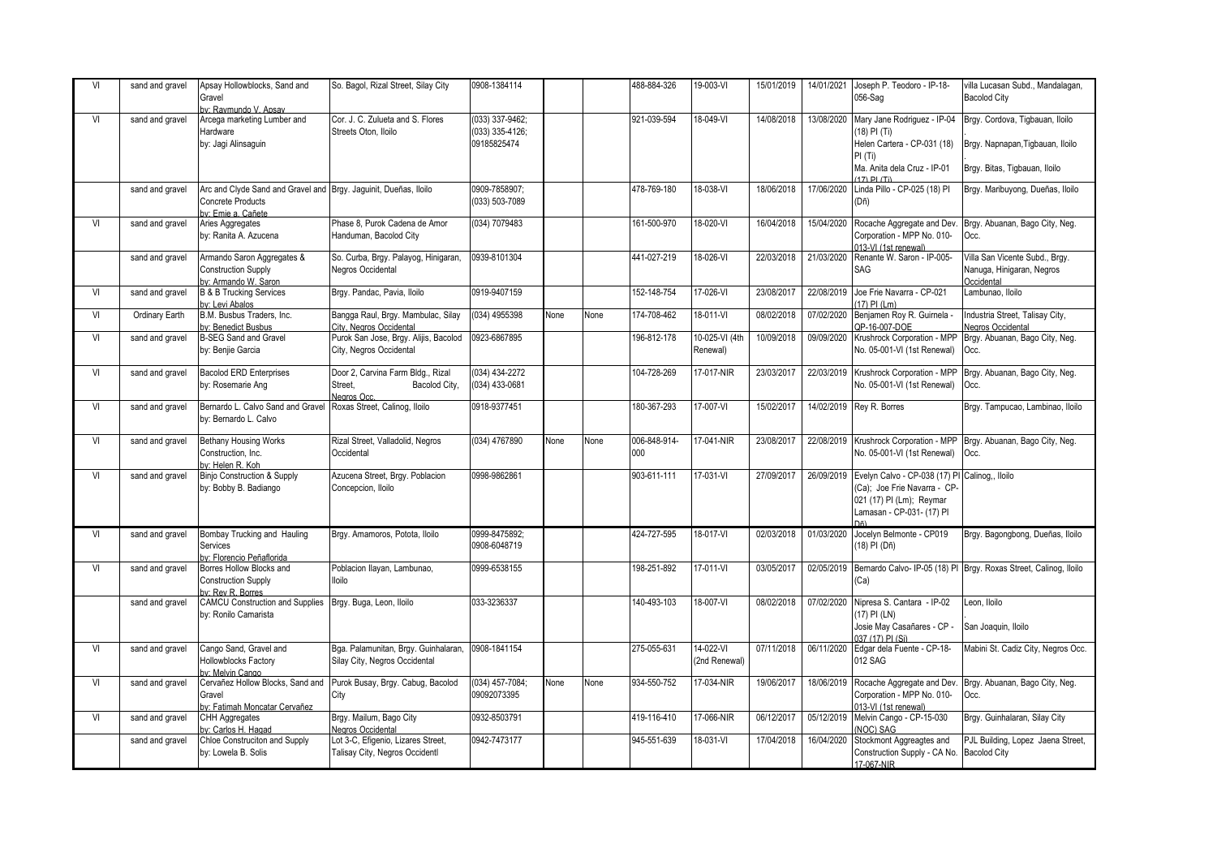| | | | | | | | | | | | | |
|---|---|---|---|---|---|---|---|---|---|---|---|---|
| VI | sand and gravel | Apsay Hollowblocks, Sand and Gravel by: Raymundo V. Apsay | So. Bagol, Rizal Street, Silay City | 0908-1384114 | | | 488-884-326 | 19-003-VI | 15/01/2019 | 14/01/2021 | Joseph P. Teodoro - IP-18-056-Sag | villa Lucasan Subd., Mandalagan, Bacolod City |
| VI | sand and gravel | Arcega marketing Lumber and Hardware by: Jagi Alinsaguin | Cor. J. C. Zulueta and S. Flores Streets Oton, Iloilo | (033) 337-9462; (033) 335-4126; 09185825474 | | | 921-039-594 | 18-049-VI | 14/08/2018 | 13/08/2020 | Mary Jane Rodriguez - IP-04 (18) PI (Ti) Helen Cartera - CP-031 (18) PI (Ti) Ma. Anita dela Cruz - IP-01 (17) PI (Ti) | Brgy. Cordova, Tigbauan, Iloilo Brgy. Napnapan,Tigbauan, Iloilo Brgy. Bitas, Tigbauan, Iloilo |
| | sand and gravel | Arc and Clyde Sand and Gravel and Concrete Products by: Ernie a. Cañete | Brgy. Jaguinit, Dueñas, Iloilo | 0909-7858907; (033) 503-7089 | | | 478-769-180 | 18-038-VI | 18/06/2018 | 17/06/2020 | Linda Pillo - CP-025 (18) PI (Dñ) | Brgy. Maribuyong, Dueñas, Iloilo |
| VI | sand and gravel | Aries Aggregates by: Ranita A. Azucena | Phase 8, Purok Cadena de Amor Handuman, Bacolod City | (034) 7079483 | | | 161-500-970 | 18-020-VI | 16/04/2018 | 15/04/2020 | Rocache Aggregate and Dev. Corporation - MPP No. 010-013-VI (1st renewal) | Brgy. Abuanan, Bago City, Neg. Occ. |
| | sand and gravel | Armando Saron Aggregates & Construction Supply by: Armando W. Saron | So. Curba, Brgy. Palayog, Hinigaran, Negros Occidental | 0939-8101304 | | | 441-027-219 | 18-026-VI | 22/03/2018 | 21/03/2020 | Renante W. Saron - IP-005-SAG | Villa San Vicente Subd., Brgy. Nanuga, Hinigaran, Negros Occidental |
| VI | sand and gravel | B & B Trucking Services by: Levi Abalos | Brgy. Pandac, Pavia, Iloilo | 0919-9407159 | | | 152-148-754 | 17-026-VI | 23/08/2017 | 22/08/2019 | Joe Frie Navarra - CP-021 (17) PI (Lm) | Lambunao, Iloilo |
| VI | Ordinary Earth | B.M. Busbus Traders, Inc. by: Benedict Busbus | Bangga Raul, Brgy. Mambulac, Silay City, Negros Occidental | (034) 4955398 | None | None | 174-708-462 | 18-011-VI | 08/02/2018 | 07/02/2020 | Benjamen Roy R. Guirnela - QP-16-007-DOE | Industria Street, Talisay City, Negros Occidental |
| VI | sand and gravel | B-SEG Sand and Gravel by: Benjie Garcia | Purok San Jose, Brgy. Alijis, Bacolod City, Negros Occidental | 0923-6867895 | | | 196-812-178 | 10-025-VI (4th Renewal) | 10/09/2018 | 09/09/2020 | Krushrock Corporation - MPP No. 05-001-VI (1st Renewal) | Brgy. Abuanan, Bago City, Neg. Occ. |
| VI | sand and gravel | Bacolod ERD Enterprises by: Rosemarie Ang | Door 2, Carvina Farm Bldg., Rizal Street, Bacolod City, Negros Occ. | (034) 434-2272 (034) 433-0681 | | | 104-728-269 | 17-017-NIR | 23/03/2017 | 22/03/2019 | Krushrock Corporation - MPP No. 05-001-VI (1st Renewal) | Brgy. Abuanan, Bago City, Neg. Occ. |
| VI | sand and gravel | Bernardo L. Calvo Sand and Gravel by: Bernardo L. Calvo | Roxas Street, Calinog, Iloilo | 0918-9377451 | | | 180-367-293 | 17-007-VI | 15/02/2017 | 14/02/2019 | Rey R. Borres | Brgy. Tampucao, Lambinao, Iloilo |
| VI | sand and gravel | Bethany Housing Works Construction, Inc. by: Helen R. Koh | Rizal Street, Valladolid, Negros Occidental | (034) 4767890 | None | None | 006-848-914-000 | 17-041-NIR | 23/08/2017 | 22/08/2019 | Krushrock Corporation - MPP No. 05-001-VI (1st Renewal) | Brgy. Abuanan, Bago City, Neg. Occ. |
| VI | sand and gravel | Binjo Construction & Supply by: Bobby B. Badiango | Azucena Street, Brgy. Poblacion Concepcion, Iloilo | 0998-9862861 | | | 903-611-111 | 17-031-VI | 27/09/2017 | 26/09/2019 | Evelyn Calvo - CP-038 (17) PI (Ca); Joe Frie Navarra - CP-021 (17) PI (Lm); Reymar Lamasan - CP-031- (17) PI (Dñ) | Calinog,, Iloilo |
| VI | sand and gravel | Bombay Trucking and Hauling Services by: Florencio Peñaflorida | Brgy. Amamoros, Pototan, Iloilo | 0999-8475892; 0908-6048719 | | | 424-727-595 | 18-017-VI | 02/03/2018 | 01/03/2020 | Jocelyn Belmonte - CP019 (18) PI (Dñ) | Brgy. Bagongbong, Dueñas, Iloilo |
| VI | sand and gravel | Borres Hollow Blocks and Construction Supply by: Rey R. Borres | Poblacion Ilayan, Lambunao, Iloilo | 0999-6538155 | | | 198-251-892 | 17-011-VI | 03/05/2017 | 02/05/2019 | Bernardo Calvo- IP-05 (18) PI (Ca) | Brgy. Roxas Street, Calinog, Iloilo |
| | sand and gravel | CAMCU Construction and Supplies by: Ronilo Camarista | Brgy. Buga, Leon, Iloilo | 033-3236337 | | | 140-493-103 | 18-007-VI | 08/02/2018 | 07/02/2020 | Nipresa S. Cantara - IP-02 (17) PI (LN) Josie May Casañares - CP - 037 (17) PI (Sj) | Leon, Iloilo San Joaquin, Iloilo |
| VI | sand and gravel | Cango Sand, Gravel and Hollowblocks Factory by: Melvin Cango | Bga. Palamunitan, Brgy. Guinhalaran, Silay City, Negros Occidental | 0908-1841154 | | | 275-055-631 | 14-022-VI (2nd Renewal) | 07/11/2018 | 06/11/2020 | Edgar dela Fuente - CP-18-012 SAG | Mabini St. Cadiz City, Negros Occ. |
| VI | sand and gravel | Cervañez Hollow Blocks, Sand and Gravel by: Fatimah Moncatar Cervañez | Purok Busay, Brgy. Cabug, Bacolod City | (034) 457-7084; 09092073395 | None | None | 934-550-752 | 17-034-NIR | 19/06/2017 | 18/06/2019 | Rocache Aggregate and Dev. Corporation - MPP No. 010-013-VI (1st renewal) | Brgy. Abuanan, Bago City, Neg. Occ. |
| VI | sand and gravel | CHH Aggregates by: Carlos H. Hagad | Brgy. Mailum, Bago City Negros Occidental | 0932-8503791 | | | 419-116-410 | 17-066-NIR | 06/12/2017 | 05/12/2019 | Melvin Cango - CP-15-030 (NOC) SAG | Brgy. Guinhalaran, Silay City |
| | sand and gravel | Chloe Construciton and Supply by: Lowela B. Solis | Lot 3-C, Efigenio, Lizares Street, Talisay City, Negros Occidentl | 0942-7473177 | | | 945-551-639 | 18-031-VI | 17/04/2018 | 16/04/2020 | Stockmont Aggreagtes and Construction Supply - CA No. 17-067-NIR | PJL Building, Lopez Jaena Street, Bacolod City |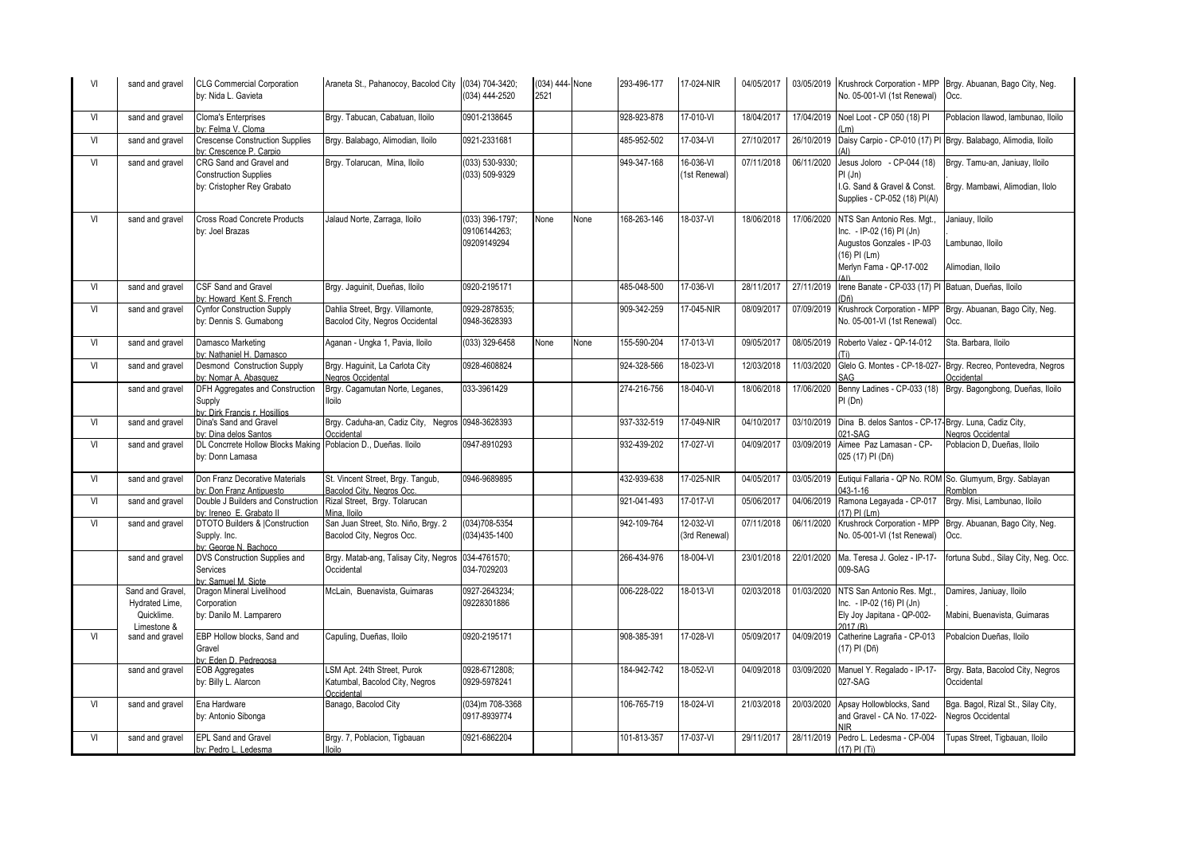| VI | sand and gravel | CLG Commercial Corporation by: Nida L. Gavieta | Araneta St., Pahanocoy, Bacolod City | (034) 704-3420; (034) 444-2520 | (034) 444-2521 | None | 293-496-177 | 17-024-NIR | 04/05/2017 | 03/05/2019 | Krushrock Corporation - MPP No. 05-001-VI (1st Renewal) | Brgy. Abuanan, Bago City, Neg. Occ. |
|---|---|---|---|---|---|---|---|---|---|---|---|---|
| VI | sand and gravel | Cloma's Enterprises by: Felma V. Cloma | Brgy. Tabucan, Cabatuan, Iloilo | 0901-2138645 | | | 928-923-878 | 17-010-VI | 18/04/2017 | 17/04/2019 | Noel Loot - CP 050 (18) PI (Lm) | Poblacion Ilawod, lambunao, Iloilo |
| VI | sand and gravel | Crescense Construction Supplies by: Crescence P. Carpio | Brgy. Balabago, Alimodian, Iloilo | 0921-2331681 | | | 485-952-502 | 17-034-VI | 27/10/2017 | 26/10/2019 | Daisy Carpio - CP-010 (17) PI (Al) | Brgy. Balabago, Alimodia, Iloilo |
| VI | sand and gravel | CRG Sand and Gravel and Construction Supplies by: Cristopher Rey Grabato | Brgy. Tolarucan, Mina, Iloilo | (033) 530-9330; (033) 509-9329 | | | 949-347-168 | 16-036-VI (1st Renewal) | 07/11/2018 | 06/11/2020 | Jesus Joloro - CP-044 (18) PI (Jn) I.G. Sand & Gravel & Const. Supplies - CP-052 (18) PI(Al) | Brgy. Tamu-an, Janiuay, Iloilo Brgy. Mambawi, Alimodian, Ilolo |
| VI | sand and gravel | Cross Road Concrete Products by: Joel Brazas | Jalaud Norte, Zarraga, Iloilo | (033) 396-1797; 09106144263; 09209149294 | None | None | 168-263-146 | 18-037-VI | 18/06/2018 | 17/06/2020 | NTS San Antonio Res. Mgt., Inc. - IP-02 (16) PI (Jn) Augustos Gonzales - IP-03 (16) PI (Lm) Merlyn Fama - QP-17-002 (Al) | Janiauy, Iloilo Lambunao, Iloilo Alimodian, Iloilo |
| VI | sand and gravel | CSF Sand and Gravel by: Howard Kent S. French | Brgy. Jaguinit, Dueñas, Iloilo | 0920-2195171 | | | 485-048-500 | 17-036-VI | 28/11/2017 | 27/11/2019 | Irene Banate - CP-033 (17) PI (Dñ) | Batuan, Dueñas, Iloilo |
| VI | sand and gravel | Cynfor Construction Supply by: Dennis S. Gumabong | Dahlia Street, Brgy. Villamonte, Bacolod City, Negros Occidental | 0929-2878535; 0948-3628393 | | | 909-342-259 | 17-045-NIR | 08/09/2017 | 07/09/2019 | Krushrock Corporation - MPP No. 05-001-VI (1st Renewal) | Brgy. Abuanan, Bago City, Neg. Occ. |
| VI | sand and gravel | Damasco Marketing by: Nathaniel H. Damasco | Aganan - Ungka 1, Pavia, Iloilo | (033) 329-6458 | None | None | 155-590-204 | 17-013-VI | 09/05/2017 | 08/05/2019 | Roberto Valez - QP-14-012 (Ti) | Sta. Barbara, Iloilo |
| VI | sand and gravel | Desmond Construction Supply by: Nomar A. Abasquez | Brgy. Haguinit, La Carlota City Negros Occidental | 0928-4608824 | | | 924-328-566 | 18-023-VI | 12/03/2018 | 11/03/2020 | Glelo G. Montes - CP-18-027-SAG | Brgy. Recreo, Pontevedra, Negros Occidental |
| | sand and gravel | DFH Aggregates and Construction Supply by: Dirk Francis r. Hosillios | Brgy. Cagamutan Norte, Leganes, Iloilo | 033-3961429 | | | 274-216-756 | 18-040-VI | 18/06/2018 | 17/06/2020 | Benny Ladines - CP-033 (18) PI (Dn) | Brgy. Bagongbong, Dueñas, Iloilo |
| VI | sand and gravel | Dina's Sand and Gravel by: Dina delos Santos | Brgy. Caduha-an, Cadiz City, Negros Occidental | 0948-3628393 | | | 937-332-519 | 17-049-NIR | 04/10/2017 | 03/10/2019 | Dina B. delos Santos - CP-17-021-SAG | Brgy. Luna, Cadiz City, Negros Occidental |
| VI | sand and gravel | DL Concrrete Hollow Blocks Making by: Donn Lamasa | Poblacion D., Dueñas. Iloilo | 0947-8910293 | | | 932-439-202 | 17-027-VI | 04/09/2017 | 03/09/2019 | Aimee Paz Lamasan - CP-025 (17) PI (Dñ) | Poblacion D, Dueñas, Iloilo |
| VI | sand and gravel | Don Franz Decorative Materials by: Don Franz Antipuesto | St. Vincent Street, Brgy. Tangub, Bacolod City, Negros Occ. | 0946-9689895 | | | 432-939-638 | 17-025-NIR | 04/05/2017 | 03/05/2019 | Eutiqui Fallaria - QP No. ROM 043-1-16 | So. Glumyum, Brgy. Sablayan Romblon |
| VI | sand and gravel | Double J Builders and Construction by: Ireneo E. Grabato II | Rizal Street, Brgy. Tolarucan Mina, Iloilo | | | | 921-041-493 | 17-017-VI | 05/06/2017 | 04/06/2019 | Ramona Legayada - CP-017 (17) PI (Lm) | Brgy. Misi, Lambunao, Iloilo |
| VI | sand and gravel | DTOTO Builders & \|Construction Supply. Inc. by: George N. Bachoco | San Juan Street, Sto. Niño, Brgy. 2 Bacolod City, Negros Occ. | (034)708-5354 (034)435-1400 | | | 942-109-764 | 12-032-VI (3rd Renewal) | 07/11/2018 | 06/11/2020 | Krushrock Corporation - MPP No. 05-001-VI (1st Renewal) | Brgy. Abuanan, Bago City, Neg. Occ. |
| | sand and gravel | DVS Construction Supplies and Services by: Samuel M. Siote | Brgy. Matab-ang, Talisay City, Negros Occidental | 034-4761570; 034-7029203 | | | 266-434-976 | 18-004-VI | 23/01/2018 | 22/01/2020 | Ma. Teresa J. Golez - IP-17-009-SAG | fortuna Subd., Silay City, Neg. Occ. |
| | Sand and Gravel, Hydrated Lime, Quicklime. Limestone & | Dragon Mineral Livelihood Corporation by: Danilo M. Lamparero | McLain, Buenavista, Guimaras | 0927-2643234; 09228301886 | | | 006-228-022 | 18-013-VI | 02/03/2018 | 01/03/2020 | NTS San Antonio Res. Mgt., Inc. - IP-02 (16) PI (Jn) Ely Joy Japitana - QP-002-2017 (B) | Damires, Janiuay, Iloilo Mabini, Buenavista, Guimaras |
| VI | sand and gravel | EBP Hollow blocks, Sand and Gravel by: Eden D. Pedregosa | Capuling, Dueñas, Iloilo | 0920-2195171 | | | 908-385-391 | 17-028-VI | 05/09/2017 | 04/09/2019 | Catherine Lagraña - CP-013 (17) PI (Dñ) | Pobalcion Dueñas, Iloilo |
| | sand and gravel | EOB Aggregates by: Billy L. Alarcon | LSM Apt. 24th Street, Purok Katumbal, Bacolod City, Negros Occidental | 0928-6712808; 0929-5978241 | | | 184-942-742 | 18-052-VI | 04/09/2018 | 03/09/2020 | Manuel Y. Regalado - IP-17-027-SAG | Brgy. Bata, Bacolod City, Negros Occidental |
| VI | sand and gravel | Ena Hardware by: Antonio Sibonga | Banago, Bacolod City | (034)m 708-3368 0917-8939774 | | | 106-765-719 | 18-024-VI | 21/03/2018 | 20/03/2020 | Apsay Hollowblocks, Sand and Gravel - CA No. 17-022-NIR | Bga. Bagol, Rizal St., Silay City, Negros Occidental |
| VI | sand and gravel | EPL Sand and Gravel by: Pedro L. Ledesma | Brgy. 7, Poblacion, Tigbauan Iloilo | 0921-6862204 | | | 101-813-357 | 17-037-VI | 29/11/2017 | 28/11/2019 | Pedro L. Ledesma - CP-004 (17) PI (Ti) | Tupas Street, Tigbauan, Iloilo |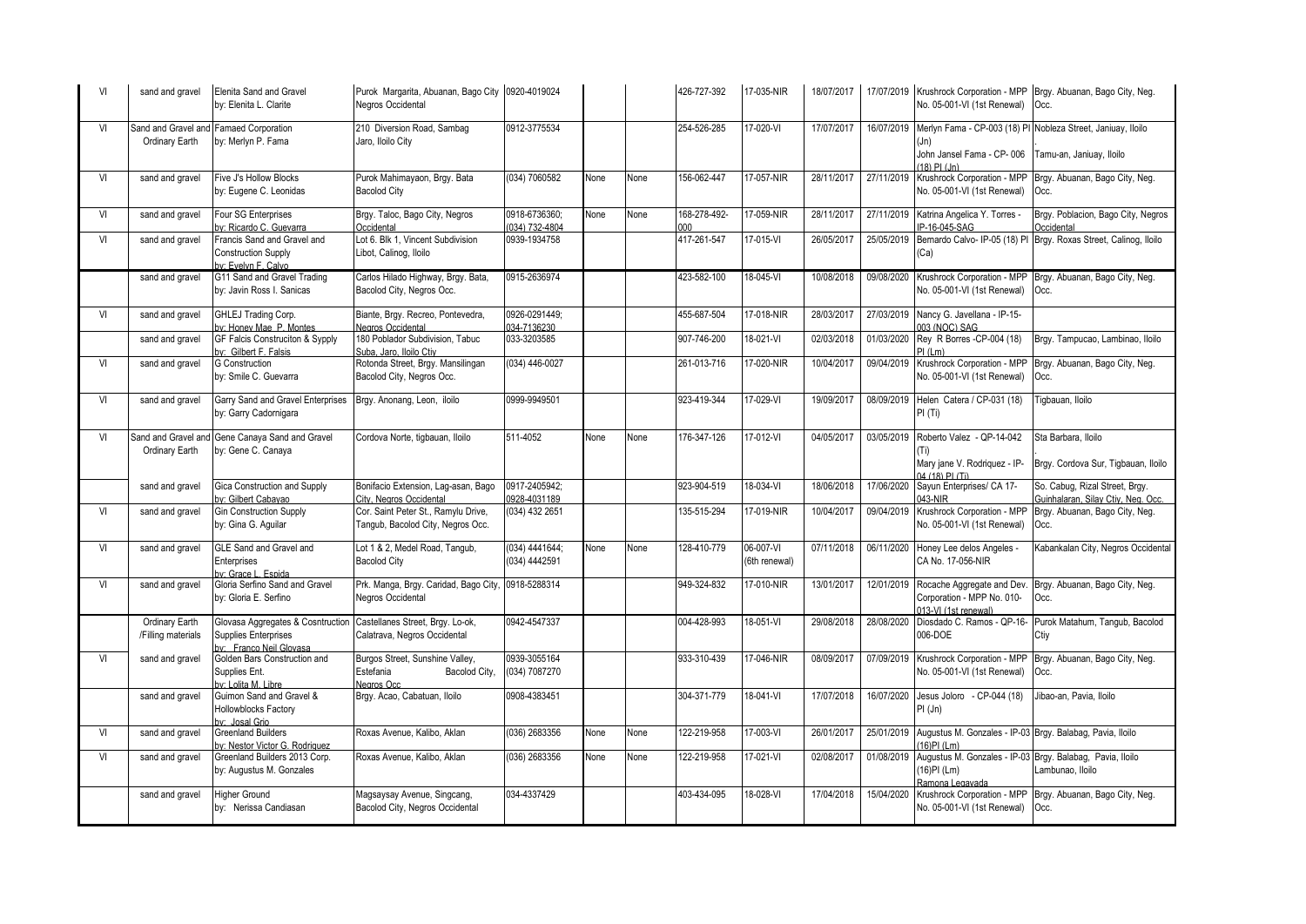| | | | | | | | | | | | | |
|---|---|---|---|---|---|---|---|---|---|---|---|---|
| VI | sand and gravel | Elenita Sand and Gravel by: Elenita L. Clarite | Purok Margarita, Abuanan, Bago City Negros Occidental | 0920-4019024 | | | 426-727-392 | 17-035-NIR | 18/07/2017 | 17/07/2019 | Krushrock Corporation - MPP No. 05-001-VI (1st Renewal) | Brgy. Abuanan, Bago City, Neg. Occ. |
| VI | Sand and Gravel and Ordinary Earth | Famaed Corporation by: Merlyn P. Fama | 210 Diversion Road, Sambag Jaro, Iloilo City | 0912-3775534 | | | 254-526-285 | 17-020-VI | 17/07/2017 | 16/07/2019 | Merlyn Fama - CP-003 (18) PI (Jn) . John Jansel Fama - CP- 006 (18) PI (Jn) | Nobleza Street, Janiuay, Iloilo Tamu-an, Janiuay, Iloilo |
| VI | sand and gravel | Five J's Hollow Blocks by: Eugene C. Leonidas | Purok Mahimayaon, Brgy. Bata Bacolod City | (034) 7060582 | None | None | 156-062-447 | 17-057-NIR | 28/11/2017 | 27/11/2019 | Krushrock Corporation - MPP No. 05-001-VI (1st Renewal) | Brgy. Abuanan, Bago City, Neg. Occ. |
| VI | sand and gravel | Four SG Enterprises by: Ricardo C. Guevarra | Brgy. Taloc, Bago City, Negros Occidental | 0918-6736360; (034) 732-4804 | None | None | 168-278-492-000 | 17-059-NIR | 28/11/2017 | 27/11/2019 | Katrina Angelica Y. Torres - IP-16-045-SAG | Brgy. Poblacion, Bago City, Negros Occidental |
| VI | sand and gravel | Francis Sand and Gravel and Construction Supply by: Evelyn F. Calvo | Lot 6. Blk 1, Vincent Subdivision Libot, Calinog, Iloilo | 0939-1934758 | | | 417-261-547 | 17-015-VI | 26/05/2017 | 25/05/2019 | Bernardo Calvo- IP-05 (18) PI (Ca) | Brgy. Roxas Street, Calinog, Iloilo |
| | sand and gravel | G11 Sand and Gravel Trading by: Javin Ross I. Sanicas | Carlos Hilado Highway, Brgy. Bata, Bacolod City, Negros Occ. | 0915-2636974 | | | 423-582-100 | 18-045-VI | 10/08/2018 | 09/08/2020 | Krushrock Corporation - MPP No. 05-001-VI (1st Renewal) | Brgy. Abuanan, Bago City, Neg. Occ. |
| VI | sand and gravel | GHLEJ Trading Corp. by: Honey Mae P. Montes | Biante, Brgy. Recreo, Pontevedra, Negros Occidental | 0926-0291449; 034-7136230 | | | 455-687-504 | 17-018-NIR | 28/03/2017 | 27/03/2019 | Nancy G. Javellana - IP-15-003 (NOC) SAG | |
| | sand and gravel | GF Falcis Construciton & Sypply by: Gilbert F. Falsis | 180 Poblador Subdivision, Tabuc Suba, Jaro, Iloilo City | 033-3203585 | | | 907-746-200 | 18-021-VI | 02/03/2018 | 01/03/2020 | Rey R Borres -CP-004 (18) PI (Lm) | Brgy. Tampucao, Lambinao, Iloilo |
| VI | sand and gravel | G Construction by: Smile C. Guevarra | Rotonda Street, Brgy. Mansilingan Bacolod City, Negros Occ. | (034) 446-0027 | | | 261-013-716 | 17-020-NIR | 10/04/2017 | 09/04/2019 | Krushrock Corporation - MPP No. 05-001-VI (1st Renewal) | Brgy. Abuanan, Bago City, Neg. Occ. |
| VI | sand and gravel | Garry Sand and Gravel Enterprises by: Garry Cadornigara | Brgy. Anonang, Leon, iloilo | 0999-9949501 | | | 923-419-344 | 17-029-VI | 19/09/2017 | 08/09/2019 | Helen Catera / CP-031 (18) PI (Ti) | Tigbauan, Iloilo |
| VI | Sand and Gravel and Ordinary Earth | Gene Canaya Sand and Gravel by: Gene C. Canaya | Cordova Norte, tigbauan, Iloilo | 511-4052 | None | None | 176-347-126 | 17-012-VI | 04/05/2017 | 03/05/2019 | Roberto Valez - QP-14-042 (Ti) Mary jane V. Rodriquez - IP-04 (18) PI (Ti) | Sta Barbara, Iloilo Brgy. Cordova Sur, Tigbauan, Iloilo |
| | sand and gravel | Gica Construction and Supply by: Gilbert Cabayao | Bonifacio Extension, Lag-asan, Bago City, Negros Occidental | 0917-2405942; 0928-4031189 | | | 923-904-519 | 18-034-VI | 18/06/2018 | 17/06/2020 | Sayun Enterprises/ CA 17-043-NIR | So. Cabug, Rizal Street, Brgy. Guinhalaran, Silay Ctiy, Neg. Occ. |
| VI | sand and gravel | Gin Construction Supply by: Gina G. Aguilar | Cor. Saint Peter St., Ramylu Drive, Tangub, Bacolod City, Negros Occ. | (034) 432 2651 | | | 135-515-294 | 17-019-NIR | 10/04/2017 | 09/04/2019 | Krushrock Corporation - MPP No. 05-001-VI (1st Renewal) | Brgy. Abuanan, Bago City, Neg. Occ. |
| VI | sand and gravel | GLE Sand and Gravel and Enterprises by: Grace L. Espida | Lot 1 & 2, Medel Road, Tangub, Bacolod City | (034) 4441644; (034) 4442591 | None | None | 128-410-779 | 06-007-VI (6th renewal) | 07/11/2018 | 06/11/2020 | Honey Lee delos Angeles - CA No. 17-056-NIR | Kabankalan City, Negros Occidental |
| VI | sand and gravel | Gloria Serfino Sand and Gravel by: Gloria E. Serfino | Prk. Manga, Brgy. Caridad, Bago City, Negros Occidental | 0918-5288314 | | | 949-324-832 | 17-010-NIR | 13/01/2017 | 12/01/2019 | Rocache Aggregate and Dev. Corporation - MPP No. 010-013-VI (1st renewal) | Brgy. Abuanan, Bago City, Neg. Occ. |
| | Ordinary Earth /Filling materials | Glovasa Aggregates & Cosntruction Supplies Enterprises by: Franco Neil Glovasa | Castellanes Street, Brgy. Lo-ok, Calatrava, Negros Occidental | 0942-4547337 | | | 004-428-993 | 18-051-VI | 29/08/2018 | 28/08/2020 | Diosdado C. Ramos - QP-16-006-DOE | Purok Matahum, Tangub, Bacolod Ctiy |
| VI | sand and gravel | Golden Bars Construction and Supplies Ent. by: Lolita M. Libre | Burgos Street, Sunshine Valley, Estefania Bacolod City, Negros Occ | 0939-3055164 (034) 7087270 | | | 933-310-439 | 17-046-NIR | 08/09/2017 | 07/09/2019 | Krushrock Corporation - MPP No. 05-001-VI (1st Renewal) | Brgy. Abuanan, Bago City, Neg. Occ. |
| | sand and gravel | Guimon Sand and Gravel & Hollowblocks Factory by: Josal Grio | Brgy. Acao, Cabatuan, Iloilo | 0908-4383451 | | | 304-371-779 | 18-041-VI | 17/07/2018 | 16/07/2020 | Jesus Joloro - CP-044 (18) PI (Jn) | Jibao-an, Pavia, Iloilo |
| VI | sand and gravel | Greenland Builders by: Nestor Victor G. Rodriguez | Roxas Avenue, Kalibo, Aklan | (036) 2683356 | None | None | 122-219-958 | 17-003-VI | 26/01/2017 | 25/01/2019 | Augustus M. Gonzales - IP-03 (16)PI (Lm) | Brgy. Balabag, Pavia, Iloilo |
| VI | sand and gravel | Greenland Builders 2013 Corp. by: Augustus M. Gonzales | Roxas Avenue, Kalibo, Aklan | (036) 2683356 | None | None | 122-219-958 | 17-021-VI | 02/08/2017 | 01/08/2019 | Augustus M. Gonzales - IP-03 (16)PI (Lm) Ramona Legayada | Brgy. Balabag, Pavia, Iloilo Lambunao, Iloilo |
| | sand and gravel | Higher Ground by: Nerissa Candiasan | Magsaysay Avenue, Singcang, Bacolod City, Negros Occidental | 034-4337429 | | | 403-434-095 | 18-028-VI | 17/04/2018 | 15/04/2020 | Krushrock Corporation - MPP No. 05-001-VI (1st Renewal) | Brgy. Abuanan, Bago City, Neg. Occ. |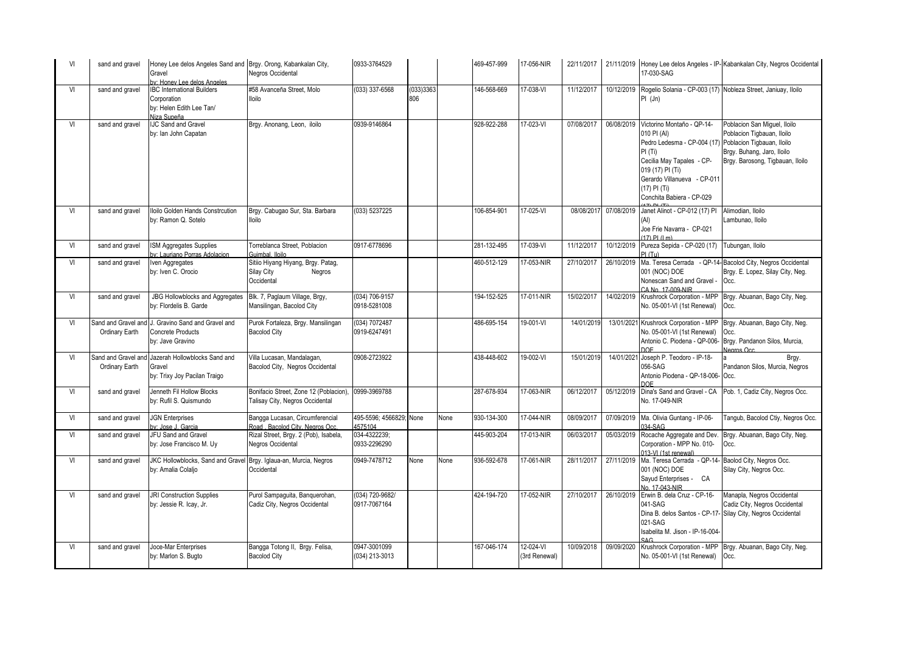| VI | sand and gravel | Honey Lee delos Angeles Sand and Gravel by: Honey Lee delos Angeles | Brgy. Orong, Kabankalan City, Negros Occidental | 0933-3764529 | | | 469-457-999 | 17-056-NIR | 22/11/2017 | 21/11/2019 | Honey Lee delos Angeles - IP-17-030-SAG | Kabankalan City, Negros Occidental |
|---|---|---|---|---|---|---|---|---|---|---|---|---|
| VI | sand and gravel | IBC International Builders Corporation by: Helen Edith Lee Tan/ Niza Supeña | #58 Avanceña Street, Molo Iloilo | (033) 337-6568 | (033)3363 806 | | 146-568-669 | 17-038-VI | 11/12/2017 | 10/12/2019 | Rogelio Solania - CP-003 (17) PI (Jn) | Nobleza Street, Janiuay, Iloilo |
| VI | sand and gravel | IJC Sand and Gravel by: Ian John Capatan | Brgy. Anonang, Leon, iloilo | 0939-9146864 | | | 928-922-288 | 17-023-VI | 07/08/2017 | 06/08/2019 | Victorino Montaño - QP-14-010 PI (AI)<br>Pedro Ledesma - CP-004 (17) PI (Ti)<br>Cecilia May Tapales - CP-019 (17) PI (Ti)<br>Gerardo Villanueva - CP-011 (17) PI (Ti)<br>Conchita Babiera - CP-029 (17) PI (Ti) | Poblacion San Miguel, Iloilo<br>Poblacion Tigbauan, Iloilo<br>Poblacion Tigbauan, Iloilo<br>Brgy. Buhang, Jaro, Iloilo<br>Brgy. Barosong, Tigbauan, Iloilo |
| VI | sand and gravel | Iloilo Golden Hands Constrcution by: Ramon Q. Sotelo | Brgy. Cabugao Sur, Sta. Barbara Iloilo | (033) 5237225 | | | 106-854-901 | 17-025-VI | 08/08/2017 | 07/08/2019 | Janet Alinot - CP-012 (17) PI (Al)<br>Joe Frie Navarra - CP-021 (17) PI (Lm) | Alimodian, Iloilo<br>Lambunao, Iloilo |
| VI | sand and gravel | ISM Aggregates Supplies by: Lauriano Porras Adolacion | Torreblanca Street, Poblacion Guimbal, Iloilo | 0917-6778696 | | | 281-132-495 | 17-039-VI | 11/12/2017 | 10/12/2019 | Pureza Sepida - CP-020 (17) PI (Tu) | Tubungan, Iloilo |
| VI | sand and gravel | Iven Aggregates by: Iven C. Orocio | Sitiio Hiyang Hiyang, Brgy. Patag, Silay City Negros Occidental | | | | 460-512-129 | 17-053-NIR | 27/10/2017 | 26/10/2019 | Ma. Teresa Cerrada - QP-14-001 (NOC) DOE<br>Nonescan Sand and Gravel - CA No. 17-009-NIR | Bacolod City, Negros Occidental<br>Brgy. E. Lopez, Silay City, Neg. Occ. |
| VI | sand and gravel | JBG Hollowblocks and Aggregates by: Flordelis B. Garde | Blk. 7, Paglaum Village, Brgy, Mansilingan, Bacolod City | (034) 706-9157<br>0918-5281008 | | | 194-152-525 | 17-011-NIR | 15/02/2017 | 14/02/2019 | Krushrock Corporation - MPP No. 05-001-VI (1st Renewal) | Brgy. Abuanan, Bago City, Neg. Occ. |
| VI | Sand and Gravel and Ordinary Earth | J. Gravino Sand and Gravel and Concrete Products by: Jave Gravino | Purok Fortaleza, Brgy. Mansilingan Bacolod City | (034) 7072487<br>0919-6247491 | | | 486-695-154 | 19-001-VI | 14/01/2019 | 13/01/2021 | Krushrock Corporation - MPP No. 05-001-VI (1st Renewal)<br>Antonio C. Piodena - QP-006-DOE | Brgy. Abuanan, Bago City, Neg. Occ.<br>Brgy. Pandanon Silos, Murcia, Negros Occ. |
| VI | Sand and Gravel and Ordinary Earth | Jazerah Hollowblocks Sand and Gravel by: Trixy Joy Pacilan Traigo | Villa Lucasan, Mandalagan, Bacolod City, Negros Occidental | 0908-2723922 | | | 438-448-602 | 19-002-VI | 15/01/2019 | 14/01/2021 | Joseph P. Teodoro - IP-18-056-SAG<br>Antonio Piodena - QP-18-006-DOE | a Brgy. Pandanon Silos, Murcia, Negros Occ. |
| VI | sand and gravel | Jenneth Fil Hollow Blocks by: Rufil S. Quismundo | Bonifacio Street, Zone 12 (Poblacion), Talisay City, Negros Occidental | 0999-3969788 | | | 287-678-934 | 17-063-NIR | 06/12/2017 | 05/12/2019 | Dina's Sand and Gravel - CA No. 17-049-NIR | Pob. 1, Cadiz City, Negros Occ. |
| VI | sand and gravel | JGN Enterprises by: Jose J. Garcia | Bangga Lucasan, Circumferencial Road, Bacolod City, Negros Occ. | 495-5596; 4566829; 4575104 | None | None | 930-134-300 | 17-044-NIR | 08/09/2017 | 07/09/2019 | Ma. Olivia Guntang - IP-06-034-SAG | Tangub, Bacolod Ctiy, Negros Occ. |
| VI | sand and gravel | JFU Sand and Gravel by: Jose Francisco M. Uy | Rizal Street, Brgy. 2 (Pob), Isabela, Negros Occidental | 034-4322239;<br>0933-2296290 | | | 445-903-204 | 17-013-NIR | 06/03/2017 | 05/03/2019 | Rocache Aggregate and Dev. Corporation - MPP No. 010-013-VI (1st renewal) | Brgy. Abuanan, Bago City, Neg. Occ. |
| VI | sand and gravel | JKC Hollowblocks, Sand and Gravel by: Amalia Colaljo | Brgy. Iglaua-an, Murcia, Negros Occidental | 0949-7478712 | None | None | 936-592-678 | 17-061-NIR | 28/11/2017 | 27/11/2019 | Ma. Teresa Cerrada - QP-14-001 (NOC) DOE<br>Sayud Enterprises - CA No. 17-043-NIR | Baolod City, Negros Occ.<br>Silay City, Negros Occ. |
| VI | sand and gravel | JRI Construction Supplies by: Jessie R. Icay, Jr. | Purol Sampaguita, Banquerohan, Cadiz City, Negros Occidental | (034) 720-9682/<br>0917-7067164 | | | 424-194-720 | 17-052-NIR | 27/10/2017 | 26/10/2019 | Erwin B. dela Cruz - CP-16-041-SAG<br>Dina B. delos Santos - CP-17-021-SAG<br>Isabelita M. Jison - IP-16-004-SAG | Manapla, Negros Occidental<br>Cadiz City, Negros Occidental<br>Silay City, Negros Occidental |
| VI | sand and gravel | Joce-Mar Enterprises by: Marlon S. Bugto | Bangga Totong II, Brgy. Felisa, Bacolod City | 0947-3001099<br>(034) 213-3013 | | | 167-046-174 | 12-024-VI (3rd Renewal) | 10/09/2018 | 09/09/2020 | Krushrock Corporation - MPP No. 05-001-VI (1st Renewal) | Brgy. Abuanan, Bago City, Neg. Occ. |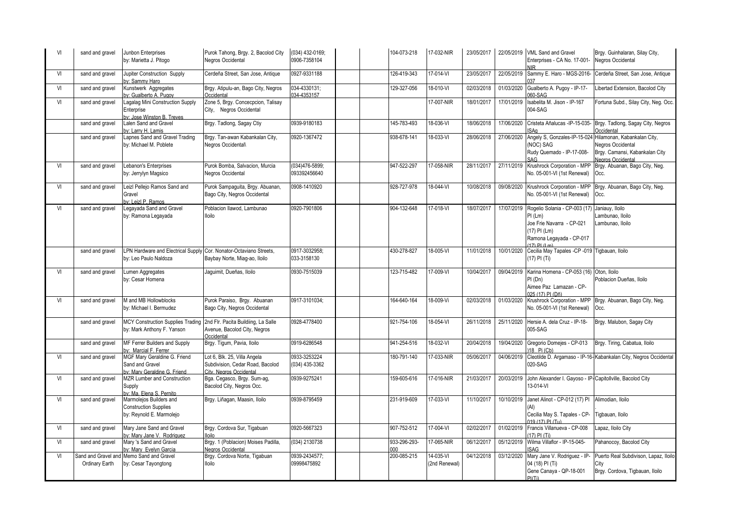| | | | | | | | | | | | | |
|---|---|---|---|---|---|---|---|---|---|---|---|---|
| VI | sand and gravel | Junbon Enterprises by: Marietta J. Pitogo | Purok Tahong, Brgy. 2, Bacolod City Negros Occidental | (034) 432-0169; 0906-7358104 | | | 104-073-218 | 17-032-NIR | 23/05/2017 | 22/05/2019 | VML Sand and Gravel Enterprises - CA No. 17-001-NIR | Brgy. Guinhalaran, Silay City, Negros Occidental |
| VI | sand and gravel | Jupiter Construction Supply by: Sammy Haro | Cerdeña Street, San Jose, Antique | 0927-9331188 | | | 126-419-343 | 17-014-VI | 23/05/2017 | 22/05/2019 | Sammy E. Haro - MGS-2016-037 | Cerdeña Street, San Jose, Antique |
| VI | sand and gravel | Kunstwerk Aggregates by: Gualberto A. Pugoy | Brgy. Atipulu-an, Bago City, Negros Occidental | 034-4330131; 034-4353157 | | | 129-327-056 | 18-010-VI | 02/03/2018 | 01/03/2020 | Gualberto A. Pugoy - IP-17-060-SAG | Libertad Extension, Bacolod City |
| VI | sand and gravel | Lagalag Mini Construction Supply Enterprise by: Jose Winston B. Treyes | Zone 5, Brgy. Concecpcion, Talisay City, Negros Occidental | | | | | 17-007-NIR | 18/01/2017 | 17/01/2019 | Isabelita M. Jison - IP-167 004-SAG | Fortuna Subd., Silay City, Neg. Occ. |
| | sand and gravel | Lalen Sand and Gravel by: Larry H. Lamis | Brgy. Tadlong, Sagay Ctiy | 0939-9180183 | | | 145-783-493 | 18-036-VI | 18/06/2018 | 17/06/2020 | Cristeta Añalucas -IP-15-035-ISAg | Brgy. Tadlong, Sagay City, Negros Occidental |
| | sand and gravel | Lapnes Sand and Gravel Trading by: Michael M. Poblete | Brgy. Tan-awan Kabankalan City, Negros Occidental\ | 0920-1367472 | | | 938-678-141 | 18-033-VI | 28/06/2018 | 27/06/2020 | Angely S, Gonzales-IP-15-024 (NOC) SAG<br>Rudy Quemado - IP-17-008-SAG | Hilamonan, Kabankalan City, Negros Occidental<br>Brgy. Camansi, Kabankalan City Negros Occidental |
| VI | sand and gravel | Lebanon's Enterprises by: Jerrylyn Magsico | Purok Bomba, Salvacion, Murcia Negros Occidental | (034)476-5899; 093392456640 | | | 947-522-297 | 17-058-NIR | 28/11/2017 | 27/11/2019 | Krushrock Corporation - MPP No. 05-001-VI (1st Renewal) | Brgy. Abuanan, Bago City, Neg. Occ. |
| VI | sand and gravel | Leizl Pellejo Ramos Sand and Gravel by: Leizl P. Ramos | Purok Sampaguita, Brgy. Abuanan, Bago City, Negros Occidental | 0908-1410920 | | | 928-727-978 | 18-044-VI | 10/08/2018 | 09/08/2020 | Krushrock Corporation - MPP No. 05-001-VI (1st Renewal) | Brgy. Abuanan, Bago City, Neg. Occ. |
| VI | sand and gravel | Legayada Sand and Gravel by: Ramona Legayada | Poblacion Ilawod, Lambunao Iloilo | 0920-7901806 | | | 904-132-648 | 17-018-VI | 18/07/2017 | 17/07/2019 | Rogelio Solania - CP-003 (17) PI (Lm)<br>Joe Frie Navarra - CP-021 (17) PI (Lm)<br>Ramona Legayada - CP-017 (17) PI (Lm) | Janiauy, Iloilo<br>Lambunao, Iloilo<br>Lambunao, Iloilo |
| | sand and gravel | LPN Hardware and Electrical Supply by: Leo Paulo Naldoza | Cor. Nonator-Octaviano Streets, Baybay Norte, Miag-ao, Iloilo | 0917-3032958; 033-3158130 | | | 430-278-827 | 18-005-VI | 11/01/2018 | 10/01/2020 | Cecilia May Tapales -CP -019 (17) PI (Ti) | Tigbauan, Iloilo |
| VI | sand and gravel | Lumen Aggregates by: Cesar Homena | Jaguimit, Dueñas, Iloilo | 0930-7515039 | | | 123-715-482 | 17-009-VI | 10/04/2017 | 09/04/2019 | Karina Homena - CP-053 (16) PI (Dn)<br>Aimee Paz Lamazan - CP-025 (17) PI (Dñ) | Oton, Iloilo<br>Poblacion Dueñas, Iloilo |
| VI | sand and gravel | M and MB Hollowblocks by: Michael I. Bermudez | Purok Paraiso, Brgy. Abuanan Bago City, Negros Occidental | 0917-3101034; | | | 164-640-164 | 18-009-Vi | 02/03/2018 | 01/03/2020 | Krushrock Corporation - MPP No. 05-001-VI (1st Renewal) | Brgy. Abuanan, Bago City, Neg. Occ. |
| | sand and gravel | MCY Construction Supplies Trading by: Mark Anthony F. Yanson | 2nd Flr. Pacita Buildiing, La Salle Avenue, Bacolod City, Negros Occidental | 0928-4778400 | | | 921-754-106 | 18-054-VI | 26/11/2018 | 25/11/2020 | Hersie A. dela Cruz - IP-18-005-SAG | Brgy. Malubon, Sagay City |
| | sand and gravel | MF Ferrer Builders and Supply by: Marcial F. Ferrer | Brgy. Tigum, Pavia, Iloilo | 0919-6286548 | | | 941-254-516 | 18-032-VI | 20/04/2018 | 19/04/2020 | Gregorio Domejes - CP-013 )18 Pi (Cb) | Brgy. Tiring, Cabatua, Iloilo |
| VI | sand and gravel | MGF Mary Geraldine G. Friend Sand and Gravel by: Mary Geraldine G. Friend | Lot 6, Blk. 25, Villa Angela Subdivision, Cedar Road, Bacolod City, Negros Occidental | 0933-3253224 (034) 435-3362 | | | 180-791-140 | 17-033-NIR | 05/06/2017 | 04/06/2019 | Cleotilde D. Argamaso - IP-16-020-SAG | Kabankalan City, Negros Occidental |
| VI | sand and gravel | MZR Lumber and Construction Supply by: Ma. Elena S. Pernito | Bga. Cegasco, Brgy. Sum-ag, Bacolod City, Negros Occ. | 0939-9275241 | | | 159-605-616 | 17-016-NIR | 21/03/2017 | 20/03/2019 | John Alexander I. Gayoso - IP-13-014-VI | Capitollville, Bacolod City |
| VI | sand and gravel | Marmolejos Builders and Construction Supplies by: Reynold E. Marmolejo | Brgy. Liñagan, Maasin, Iloilo | 0939-8795459 | | | 231-919-609 | 17-033-VI | 11/10/2017 | 10/10/2019 | Janet Alinot - CP-012 (17) PI (Al)<br>Cecilia May S. Tapales - CP-019 (17) PI (Tu) | Alimodian, Iloilo<br>Tigbauan, Iloilo |
| VI | sand and gravel | Mary Jane Sand and Gravel by: Mary Jane V. Rodriguez | Brgy. Cordova Sur, Tigabuan Iloilo | 0920-5667323 | | | 907-752-512 | 17-004-VI | 02/02/2017 | 01/02/2019 | Francis Villanueva - CP-008 (17) PI (Ti) | Lapaz, Iloilo City |
| VI | sand and gravel | Mary 's Sand and Gravel by: Mary Evelyn Garcia | Brgy. 1 (Poblacion) Moises Padilla, Negros Occidental | (034) 2130738 | | | 933-296-293-000 | 17-065-NIR | 06/12/2017 | 05/12/2019 | Wilma Villaflor - IP-15-045-ISAG | Pahanocoy, Bacolod City |
| VI | Sand and Gravel and Ordinary Earth | Memo Sand and Gravel by: Cesar Tayongtong | Brgy. Cordova Norte, Tigbauan Iloilo | 0939-2434577; 09998475892 | | | 200-085-215 | 14-035-VI (2nd Renewal) | 04/12/2018 | 03/12/2020 | Mary Jane V. Rodriguez - IP-04 (18) PI (Ti)<br>Gene Canaya - QP-18-001 PI(Ti) | Puerto Real Subdivison, Lapaz, Iloilo City<br>Brgy. Cordova, Tigbauan, Iloilo |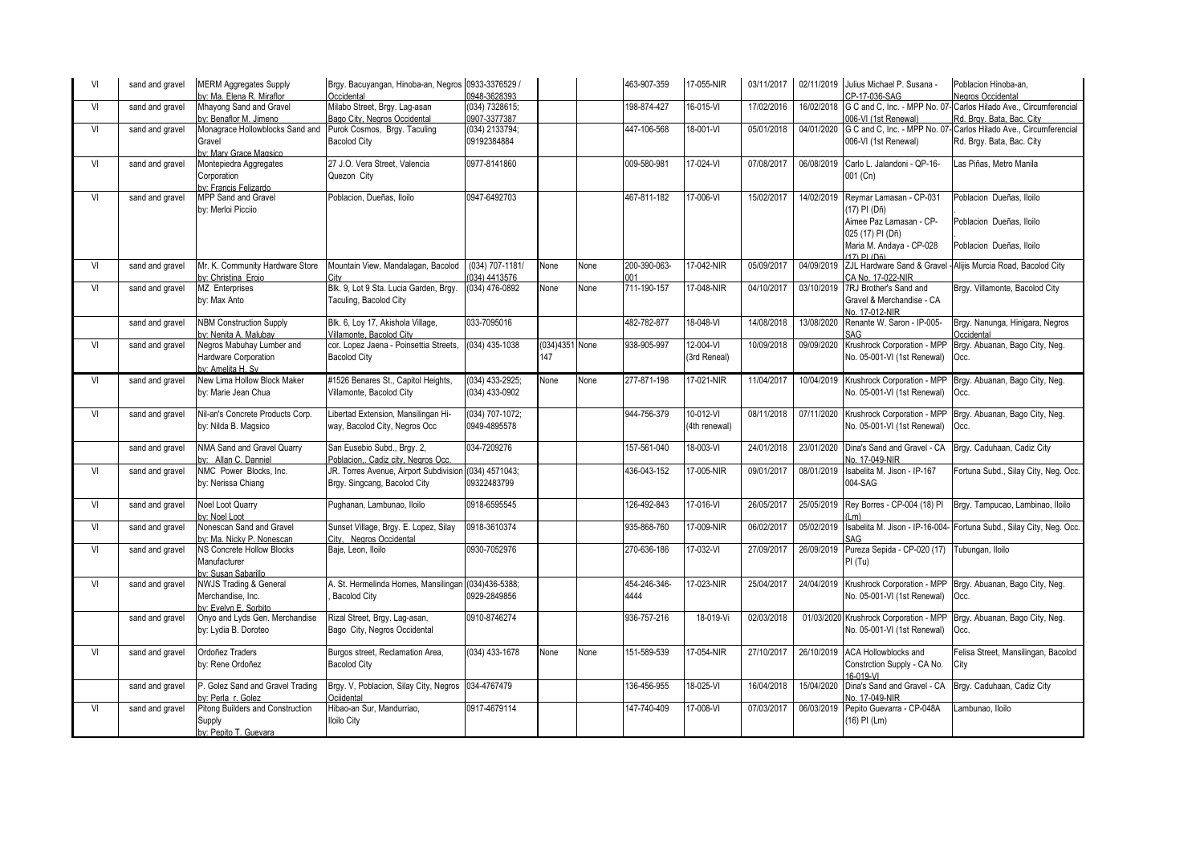| VI | sand and gravel | MERM Aggregates Supply by: Ma. Elena R. Miraflor | Brgy. Bacuyangan, Hinoba-an, Negros Occidental | 0933-3376529 / 0948-3628393 | | | 463-907-359 | 17-055-NIR | 03/11/2017 | 02/11/2019 | Julius Michael P. Susana - CP-17-036-SAG | Poblacion Hinoba-an, Negros Occidental |
|---|---|---|---|---|---|---|---|---|---|---|---|---|
| VI | sand and gravel | Mhayong Sand and Gravel by: Benaflor M. Jimeno | Milabo Street, Brgy. Lag-asan Bago City, Negros Occidental | (034) 7328615; 0907-3377387 | | | 198-874-427 | 16-015-VI | 17/02/2016 | 16/02/2018 | G C and C, Inc. - MPP No. 07-006-VI (1st Renewal) | Carlos Hilado Ave., Circumferencial Rd. Brgy. Bata, Bac. City |
| VI | sand and gravel | Monagrace Hollowblocks Sand and Gravel by: Mary Grace Magsico | Purok Cosmos, Brgy. Taculing Bacolod City | (034) 2133794; 09192384884 | | | 447-106-568 | 18-001-VI | 05/01/2018 | 04/01/2020 | G C and C, Inc. - MPP No. 07-006-VI (1st Renewal) | Carlos Hilado Ave., Circumferencial Rd. Brgy. Bata, Bac. City |
| VI | sand and gravel | Montepiedra Aggregates Corporation by: Francis Felizardo | 27 J.O. Vera Street, Valencia Quezon City | 0977-8141860 | | | 009-580-981 | 17-024-VI | 07/08/2017 | 06/08/2019 | Carlo L. Jalandoni - QP-16-001 (Cn) | Las Piñas, Metro Manila |
| VI | sand and gravel | MPP Sand and Gravel by: Merloi Picciio | Poblacion, Dueñas, Iloilo | 0947-6492703 | | | 467-811-182 | 17-006-VI | 15/02/2017 | 14/02/2019 | Reymar Lamasan - CP-031 (17) PI (Dñ) Aimee Paz Lamasan - CP-025 (17) PI (Dñ) Maria M. Andaya - CP-028 (17) PI (Dñ) | Poblacion Dueñas, Iloilo . Poblacion Dueñas, Iloilo . Poblacion Dueñas, Iloilo |
| VI | sand and gravel | Mr. K. Community Hardware Store by: Christina Erojo | Mountain View, Mandalagan, Bacolod City | (034) 707-1181/ (034) 4413576 | None | None | 200-390-063-001 | 17-042-NIR | 05/09/2017 | 04/09/2019 | ZJL Hardware Sand & Gravel - CA No. 17-022-NIR | Alijis Murcia Road, Bacolod City |
| VI | sand and gravel | MZ Enterprises by: Max Anto | Blk. 9, Lot 9 Sta. Lucia Garden, Brgy. Taculing, Bacolod City | (034) 476-0892 | None | None | 711-190-157 | 17-048-NIR | 04/10/2017 | 03/10/2019 | 7RJ Brother's Sand and Gravel & Merchandise - CA No. 17-012-NIR | Brgy. Villamonte, Bacolod City |
| | sand and gravel | NBM Construction Supply by: Nenita A. Malubay | Blk. 6, Loy 17, Akishola Village, Villamonte, Bacolod City | 033-7095016 | | | 482-782-877 | 18-048-VI | 14/08/2018 | 13/08/2020 | Renante W. Saron - IP-005-SAG | Brgy. Nanunga, Hinigara, Negros Occidental |
| VI | sand and gravel | Negros Mabuhay Lumber and Hardware Corporation by: Amelita H. Sy | cor. Lopez Jaena - Poinsettia Streets, Bacolod City | (034) 435-1038 | (034)4351 147 | None | 938-905-997 | 12-004-VI (3rd Reneal) | 10/09/2018 | 09/09/2020 | Krushrock Corporation - MPP No. 05-001-VI (1st Renewal) | Brgy. Abuanan, Bago City, Neg. Occ. |
| VI | sand and gravel | New Lima Hollow Block Maker by: Marie Jean Chua | #1526 Benares St., Capitol Heights, Villamonte, Bacolod City | (034) 433-2925; (034) 433-0902 | None | None | 277-871-198 | 17-021-NIR | 11/04/2017 | 10/04/2019 | Krushrock Corporation - MPP No. 05-001-VI (1st Renewal) | Brgy. Abuanan, Bago City, Neg. Occ. |
| VI | sand and gravel | Nil-an's Concrete Products Corp. by: Nilda B. Magsico | Libertad Extension, Mansilingan Hi-way, Bacolod City, Negros Occ | (034) 707-1072; 0949-4895578 | | | 944-756-379 | 10-012-VI (4th renewal) | 08/11/2018 | 07/11/2020 | Krushrock Corporation - MPP No. 05-001-VI (1st Renewal) | Brgy. Abuanan, Bago City, Neg. Occ. |
| | sand and gravel | NMA Sand and Gravel Quarry by: Allan C. Danniel | San Eusebio Subd., Brgy. 2, Poblacion,. Cadiz city, Negros Occ. | 034-7209276 | | | 157-561-040 | 18-003-VI | 24/01/2018 | 23/01/2020 | Dina's Sand and Gravel - CA No. 17-049-NIR | Brgy. Caduhaan, Cadiz City |
| VI | sand and gravel | NMC Power Blocks, Inc. by: Nerissa Chiang | JR. Torres Avenue, Airport Subdivision Brgy. Singcang, Bacolod City | (034) 4571043; 09322483799 | | | 436-043-152 | 17-005-NIR | 09/01/2017 | 08/01/2019 | Isabelita M. Jison - IP-167 004-SAG | Fortuna Subd., Silay City, Neg. Occ. |
| VI | sand and gravel | Noel Loot Quarry by: Noel Loot | Pughanan, Lambunao, Iloilo | 0918-6595545 | | | 126-492-843 | 17-016-VI | 26/05/2017 | 25/05/2019 | Rey Borres - CP-004 (18) PI (Lm) | Brgy. Tampucao, Lambinao, Iloilo |
| VI | sand and gravel | Nonescan Sand and Gravel by: Ma. Nicky P. Nonescan | Sunset Village, Brgy. E. Lopez, Silay City, Negros Occidental | 0918-3610374 | | | 935-868-760 | 17-009-NIR | 06/02/2017 | 05/02/2019 | Isabelita M. Jison - IP-16-004-SAG | Fortuna Subd., Silay City, Neg. Occ. |
| VI | sand and gravel | NS Concrete Hollow Blocks Manufacturer by: Susan Sabarillo | Baje, Leon, Iloilo | 0930-7052976 | | | 270-636-186 | 17-032-VI | 27/09/2017 | 26/09/2019 | Pureza Sepida - CP-020 (17) PI (Tu) | Tubungan, Iloilo |
| VI | sand and gravel | NWJS Trading & General Merchandise, Inc. by: Evelyn E. Sorbito | A. St. Hermelinda Homes, Mansilingan , Bacolod City | (034)436-5388; 0929-2849856 | | | 454-246-346-4444 | 17-023-NIR | 25/04/2017 | 24/04/2019 | Krushrock Corporation - MPP No. 05-001-VI (1st Renewal) | Brgy. Abuanan, Bago City, Neg. Occ. |
| | sand and gravel | Onyo and Lyds Gen. Merchandise by: Lydia B. Doroteo | Rizal Street, Brgy. Lag-asan, Bago City, Negros Occidental | 0910-8746274 | | | 936-757-216 | 18-019-Vi | 02/03/2018 | 01/03/2020 | Krushrock Corporation - MPP No. 05-001-VI (1st Renewal) | Brgy. Abuanan, Bago City, Neg. Occ. |
| VI | sand and gravel | Ordoñez Traders by: Rene Ordoñez | Burgos street, Reclamation Area, Bacolod City | (034) 433-1678 | None | None | 151-589-539 | 17-054-NIR | 27/10/2017 | 26/10/2019 | ACA Hollowblocks and Constrction Supply - CA No. 16-019-VI | Felisa Street, Mansilingan, Bacolod City |
| | sand and gravel | P. Golez Sand and Gravel Trading by: Perla r. Golez | Brgy. V, Poblacion, Silay City, Negros Ociidental | 034-4767479 | | | 136-456-955 | 18-025-VI | 16/04/2018 | 15/04/2020 | Dina's Sand and Gravel - CA No. 17-049-NIR | Brgy. Caduhaan, Cadiz City |
| VI | sand and gravel | Pitong Builders and Construction Supply by: Pepito T. Guevara | Hibao-an Sur, Mandurriao, Iloilo City | 0917-4679114 | | | 147-740-409 | 17-008-VI | 07/03/2017 | 06/03/2019 | Pepito Guevarra - CP-048A (16) PI (Lm) | Lambunao, Iloilo |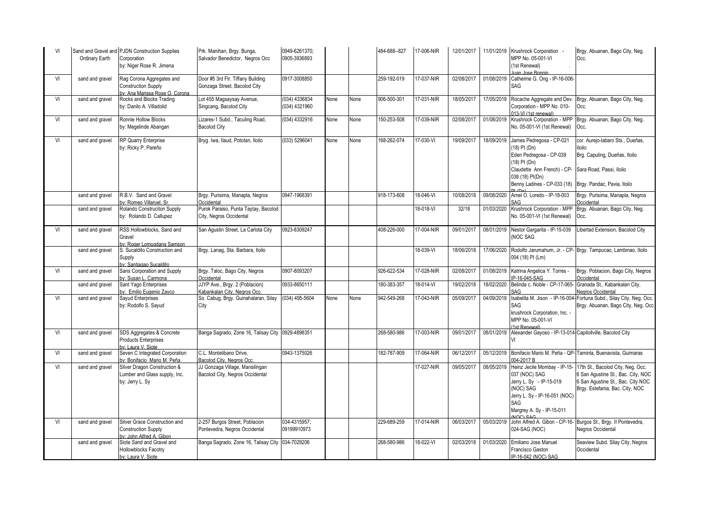| | | | | | | | | | | | | |
|---|---|---|---|---|---|---|---|---|---|---|---|---|
| VI | Sand and Gravel and Ordinary Earth | PJDN Construction Supplies Corporation by: Niger Rose R. Jimena | Prk. Manihan, Brgy. Bunga, Salvador Benedictor, Negros Occ | 0949-6261370; 0905-3936893 | | | 484-688--827 | 17-006-NIR | 12/01/2017 | 11/01/2019 | Krushrock Corporation - MPP No. 05-001-VI (1st Renewal) . Juan Jose Bonnin | Brgy. Abuanan, Bago City, Neg. Occ. |
| VI | sand and gravel | Rag Corona Aggregates and Construction Supply by: Ana Marissa Rose O. Corona | Door #5 3rd Flr. Tiffany Building Gonzaga Street, Bacolod City | 0917-3008850 | | | 259-192-019 | 17-037-NIR | 02/08/2017 | 01/08/2019 | Catherine G. Ong - IP-16-006-SAG | |
| VI | sand and gravel | Rocks and Blocks Trading by: Danilo A. Villadolid | Lot 455 Magsaysay Avenue, Singcang, Bacolod City | (034) 4336834 (034) 4321960 | None | None | 906-500-301 | 17-031-NIR | 18/05/2017 | 17/05/2019 | Rocache Aggregate and Dev. Corporation - MPP No. 010-013-VI (1st renewal) | Brgy. Abuanan, Bago City, Neg. Occ. |
| VI | sand and gravel | Ronnie Hollow Blocks by: Megelinde Abangan | Lizares-1 Subd., Taculing Road, Bacolod City | (034) 4332916 | None | None | 150-253-508 | 17-039-NIR | 02/08/2017 | 01/08/2019 | Krushrock Corporation - MPP No. 05-001-VI (1st Renewal) | Brgy. Abuanan, Bago City, Neg. Occ. |
| VI | sand and gravel | RP Quarry Enterprise by: Ricky P. Pareño | Bryg. Iwa, Ilaud, Pototan, Iloilo | (033) 5296041 | None | None | 168-262-074 | 17-030-VI | 19/09/2017 | 18/09/2019 | James Pedregosa - CP-021 (18) PI (Dn) Eden Pedregosa - CP-039 (18) PI (Dn) Claudette Ann French) - CP-038 (18) PI(Dn) Benny Ladines - CP-033 (18) PI (Dn) | cor. Aurejo-labaro Sts., Dueñas, Iloilo Brg. Capuling, Dueñas, Iloilo Sara Road, Passi, Iloilo Brgy. Pandac, Pavia, Iloilo |
| | sand and gravel | R.B.V. Sand and Gravel by: Romeo Villaruel, Sr. | Brgy. Purisima, Manapla, Negros Occidental | 0947-1968391 | | | 918-173-608 | 18-046-VI | 10/08/2018 | 09/08/2020 | Arnel O. Loredo - IP-18-003 SAG | Brgy. Purisima, Manapla, Negros Occidental |
| | sand and gravel | Rolando Construciton Supply by: Rolando D. Callupez | Purok Paraiso, Punta Taytay, Bacolod City, Negros Occidental | | | | | 18-018-VI | 32/18 | 01/03/2020 | Krushrock Corporation - MPP No. 05-001-VI (1st Renewal) | Brgy. Abuanan, Bago City, Neg. Occ. |
| VI | sand and gravel | RSS Hollowblocks, Sand and Gravel by: Roger Lomugdang Samson | San Agustin Street, La Carlota City | 0923-8309247 | | | 408-226-000 | 17-004-NIR | 09/01/2017 | 08/01/2019 | Nestor Gargarita - IP-15-039 (NOC SAG | Libertad Extension, Bacolod City |
| | sand and gravel | S. Sucaldito Construction and Supply by: Santiagao Sucaldito | Brgy. Lanag, Sta. Barbara, Iloilo | | | | | 18-039-VI | 18/06/2018 | 17/06/2020 | Rodolfo Jarumahum, Jr. - CP-004 (18) PI (Lm) | Brgy. Tampucao, Lambinao, Iloilo |
| VI | sand and gravel | Sans Corporation and Supply by: Susan L. Carmona | Brgy. Taloc, Bago City, Negros Occidental | 0907-8093207 | | | 926-622-534 | 17-028-NIR | 02/08/2017 | 01/08/2019 | Katrina Angelica Y. Torres - IP-16-045-SAG | Brgy. Poblacion, Bago City, Negros Occidental |
| | sand and gravel | Sant Yago Enterprises by: Emilio Eugenio Zayco | JJYP Ave., Brgy. 2 (Poblacion) Kabankalan City, Negros Occ. | 0933-8650111 | | | 180-383-357 | 18-014-VI | 19/02/2018 | 18/02/2020 | Belinda c. Noble - CP-17-065-SAG | Granada St., Kabankalan City, Negros Occidental |
| VI | sand and gravel | Sayud Enterprises by: Rodolfo S. Sayud | So. Cabug, Brgy. Guinahalaran, Silay City | (034) 495-5604 | None | None | 942-549-268 | 17-043-NIR | 05/09/2017 | 04/09/2019 | Isabelita M. Jison - IP-16-004-SAG krushrock Corporation, Inc. - MPP No. 05-001-VI (1st Renewal) | Fortuna Subd., Silay City, Neg. Occ. Brgy. Abuanan, Bago City, Neg. Occ |
| VI | sand and gravel | SDS Aggregates & Concrete Products Enterprises by: Laura V. Siote | Banga Sagrado, Zone 16, Talisay City | 0929-4898351 | | | 268-580-986 | 17-003-NIR | 09/01/2017 | 08/01/2019 | Alexander Gayoso - IP-13-014-VI | Capitollville, Bacolod City |
| VI | sand and gravel | Seven C Integrated Corporation by: Bonifacio Mario M. Peña | C.L. Montelibano Drive, Bacolod City, Negros Occ. | 0943-1375026 | | | 182-787-909 | 17-064-NIR | 06/12/2017 | 05/12/2019 | Bonifacio Mario M. Peña - QP-004-2017 B | Taminla, Buenavista, Guimaras |
| VI | sand and gravel | Silver Dragon Construction & Lumber and Glass supply, Inc. by: Jerry L. Sy | JJ Gonzaga Village, Mansilingan Bacolod City, Negros Occidental | | | | | 17-027-NIR | 09/05/2017 | 08/05/2019 | Heinz Jecile Mombay - IP-15-037 (NOC) SAG Jerry L. Sy - IP-15-019 (NOC) SAG Jerry L. Sy - IP-16-051 (NOC) SAG Margrey A. Sy - IP-15-011 (NOC) SAG | 17th St., Bacolod City, Neg. Occ. 6 San Agustine St., Bac. City, NOC 6 San Agustine St., Bac. City NOC Brgy. Estefania, Bac. City, NOC |
| VI | sand and gravel | Silver Grace Construction and Construction Supply by: John Alfred A. Gibon | 2-257 Burgos Street, Poblacion Pontevedra, Negros Occidental | 034-4315957; 09199910973 | | | 229-689-259 | 17-014-NIR | 06/03/2017 | 05/03/2019 | John Alfred A. Gibon - CP-16-024-SAG (NOC) | Burgos St., Brgy. II Pontevedra, Negros Occidental |
| | sand and gravel | Siote Sand and Gravel and Hollowblocks Facotry by: Laura V. Siote | Banga Sagrado, Zone 16, Talisay City | 034-7029206 | | | 268-580-986 | 18-022-VI | 02/03/2018 | 01/03/2020 | Emiliano Jose Manuel Francisco Gaston IP-16-042 (NOC) SAG | Seaview Subd. Silay City, Negros Occidental |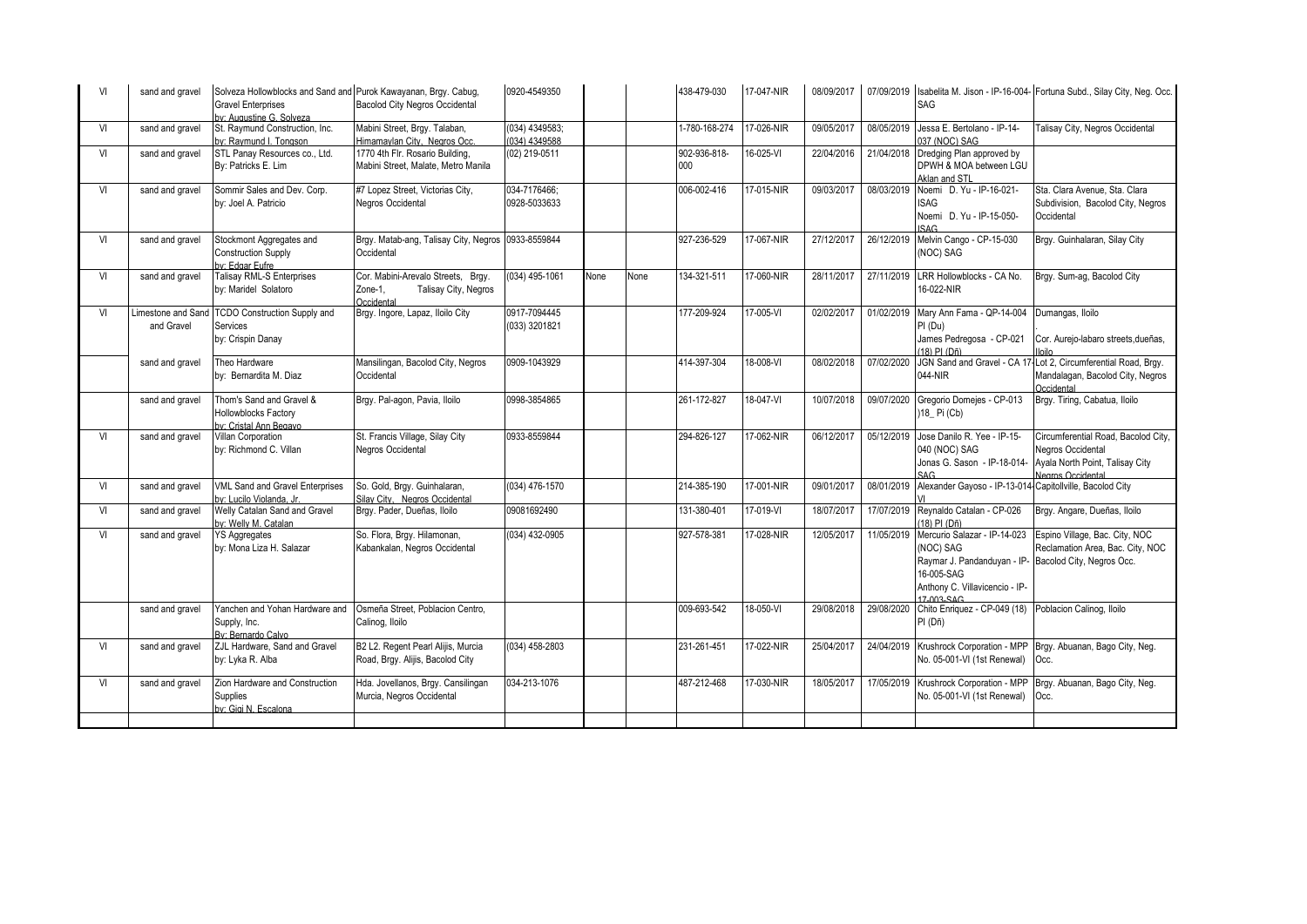| | | | | | | | | | | | | |
|---|---|---|---|---|---|---|---|---|---|---|---|---|
| VI | sand and gravel | Solveza Hollowblocks and Sand and Gravel Enterprises by: Augustine G. Solveza | Purok Kawayanan, Brgy. Cabug, Bacolod City Negros Occidental | 0920-4549350 | | | 438-479-030 | 17-047-NIR | 08/09/2017 | 07/09/2019 | Isabelita M. Jison - IP-16-004-SAG | Fortuna Subd., Silay City, Neg. Occ. |
| VI | sand and gravel | St. Raymund Construction, Inc. by: Raymund I. Tongson | Mabini Street, Brgy. Talaban, Himamaylan City, Negros Occ. | (034) 4349583; (034) 4349588 | | | 1-780-168-274 | 17-026-NIR | 09/05/2017 | 08/05/2019 | Jessa E. Bertolano - IP-14-037 (NOC) SAG | Talisay City, Negros Occidental |
| VI | sand and gravel | STL Panay Resources co., Ltd. By: Patricks E. Lim | 1770 4th Flr. Rosario Building, Mabini Street, Malate, Metro Manila | (02) 219-0511 | | | 902-936-818-000 | 16-025-VI | 22/04/2016 | 21/04/2018 | Dredging Plan approved by DPWH & MOA between LGU Aklan and STL | |
| VI | sand and gravel | Sommir Sales and Dev. Corp. by: Joel A. Patricio | #7 Lopez Street, Victorias City, Negros Occidental | 034-7176466; 0928-5033633 | | | 006-002-416 | 17-015-NIR | 09/03/2017 | 08/03/2019 | Noemi D. Yu - IP-16-021-ISAG<br>Noemi D. Yu - IP-15-050-ISAG | Sta. Clara Avenue, Sta. Clara Subdivision, Bacolod City, Negros Occidental |
| VI | sand and gravel | Stockmont Aggregates and Construction Supply by: Edgar Eufre | Brgy. Matab-ang, Talisay City, Negros Occidental | 0933-8559844 | | | 927-236-529 | 17-067-NIR | 27/12/2017 | 26/12/2019 | Melvin Cango - CP-15-030 (NOC) SAG | Brgy. Guinhalaran, Silay City |
| VI | sand and gravel | Talisay RML-S Enterprises by: Maridel Solatoro | Cor. Mabini-Arevalo Streets, Brgy. Zone-1, Talisay City, Negros Occidental | (034) 495-1061 | None | None | 134-321-511 | 17-060-NIR | 28/11/2017 | 27/11/2019 | LRR Hollowblocks - CA No. 16-022-NIR | Brgy. Sum-ag, Bacolod City |
| VI | Limestone and Sand and Gravel | TCDO Construction Supply and Services by: Crispin Danay | Brgy. Ingore, Lapaz, Iloilo City | 0917-7094445 (033) 3201821 | | | 177-209-924 | 17-005-VI | 02/02/2017 | 01/02/2019 | Mary Ann Fama - QP-14-004 PI (Du)<br>James Pedregosa - CP-021 (18) PI (Dñ) | Dumangas, Iloilo<br>Cor. Aurejo-labaro streets,dueñas, Iloilo |
| | sand and gravel | Theo Hardware by: Bernardita M. Diaz | Mansilingan, Bacolod City, Negros Occidental | 0909-1043929 | | | 414-397-304 | 18-008-VI | 08/02/2018 | 07/02/2020 | JGN Sand and Gravel - CA 17-044-NIR | Lot 2, Circumferential Road, Brgy. Mandalagan, Bacolod City, Negros Occidental |
| | sand and gravel | Thom's Sand and Gravel & Hollowblocks Factory by: Cristal Ann Begayo | Brgy. Pal-agon, Pavia, Iloilo | 0998-3854865 | | | 261-172-827 | 18-047-VI | 10/07/2018 | 09/07/2020 | Gregorio Domejes - CP-013 )18_ Pi (Cb) | Brgy. Tiring, Cabatua, Iloilo |
| VI | sand and gravel | Villan Corporation by: Richmond C. Villan | St. Francis Village, Silay City Negros Occidental | 0933-8559844 | | | 294-826-127 | 17-062-NIR | 06/12/2017 | 05/12/2019 | Jose Danilo R. Yee - IP-15-040 (NOC) SAG<br>Jonas G. Sason - IP-18-014-SAG | Circumferential Road, Bacolod City, Negros Occidental<br>Ayala North Point, Talisay City Negros Occidental |
| VI | sand and gravel | VML Sand and Gravel Enterprises by: Lucilo Violanda, Jr. | So. Gold, Brgy. Guinhalaran, Silay City, Negros Occidental | (034) 476-1570 | | | 214-385-190 | 17-001-NIR | 09/01/2017 | 08/01/2019 | Alexander Gayoso - IP-13-014-VI | Capitollville, Bacolod City |
| VI | sand and gravel | Welly Catalan Sand and Gravel by: Welly M. Catalan | Brgy. Pader, Dueñas, Iloilo | 09081692490 | | | 131-380-401 | 17-019-VI | 18/07/2017 | 17/07/2019 | Reynaldo Catalan - CP-026 (18) PI (Dñ) | Brgy. Angare, Dueñas, Iloilo |
| VI | sand and gravel | YS Aggregates by: Mona Liza H. Salazar | So. Flora, Brgy. Hilamonan, Kabankalan, Negros Occidental | (034) 432-0905 | | | 927-578-381 | 17-028-NIR | 12/05/2017 | 11/05/2019 | Mercurio Salazar - IP-14-023 (NOC) SAG<br>Raymar J. Pandanduyan - IP-16-005-SAG<br>Anthony C. Villavicencio - IP-17-003-SAG | Espino Village, Bac. City, NOC<br>Reclamation Area, Bac. City, NOC<br>Bacolod City, Negros Occ. |
| | sand and gravel | Yanchen and Yohan Hardware and Supply, Inc. By: Bernardo Calvo | Osmeña Street, Poblacion Centro, Calinog, Iloilo | | | | 009-693-542 | 18-050-VI | 29/08/2018 | 29/08/2020 | Chito Enriquez - CP-049 (18) PI (Dñ) | Poblacion Calinog, Iloilo |
| VI | sand and gravel | ZJL Hardware, Sand and Gravel by: Lyka R. Alba | B2 L2. Regent Pearl Alijis, Murcia Road, Brgy. Alijis, Bacolod City | (034) 458-2803 | | | 231-261-451 | 17-022-NIR | 25/04/2017 | 24/04/2019 | Krushrock Corporation - MPP No. 05-001-VI (1st Renewal) | Brgy. Abuanan, Bago City, Neg. Occ. |
| VI | sand and gravel | Zion Hardware and Construction Supplies by: Gigi N. Escalona | Hda. Jovellanos, Brgy. Cansilingan Murcia, Negros Occidental | 034-213-1076 | | | 487-212-468 | 17-030-NIR | 18/05/2017 | 17/05/2019 | Krushrock Corporation - MPP No. 05-001-VI (1st Renewal) | Brgy. Abuanan, Bago City, Neg. Occ. |